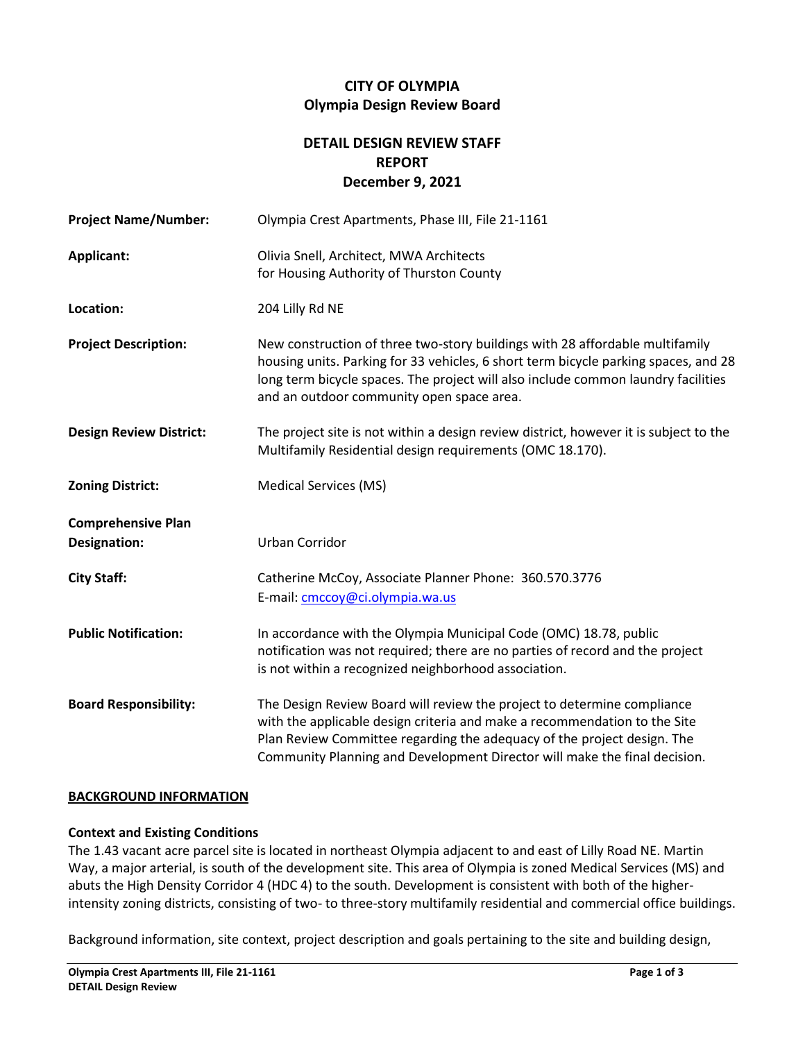# CITY OF OLYMPIA
## Olympia Design Review Board

## DETAIL DESIGN REVIEW STAFF REPORT
## December 9, 2021

**Project Name/Number:** Olympia Crest Apartments, Phase III, File 21-1161

**Applicant:** Olivia Snell, Architect, MWA Architects
for Housing Authority of Thurston County

**Location:** 204 Lilly Rd NE

**Project Description:** New construction of three two-story buildings with 28 affordable multifamily housing units. Parking for 33 vehicles, 6 short term bicycle parking spaces, and 28 long term bicycle spaces. The project will also include common laundry facilities and an outdoor community open space area.

**Design Review District:** The project site is not within a design review district, however it is subject to the Multifamily Residential design requirements (OMC 18.170).

**Zoning District:** Medical Services (MS)

**Comprehensive Plan Designation:** Urban Corridor

**City Staff:** Catherine McCoy, Associate Planner Phone: 360.570.3776
E-mail: cmccoy@ci.olympia.wa.us

**Public Notification:** In accordance with the Olympia Municipal Code (OMC) 18.78, public notification was not required; there are no parties of record and the project is not within a recognized neighborhood association.

**Board Responsibility:** The Design Review Board will review the project to determine compliance with the applicable design criteria and make a recommendation to the Site Plan Review Committee regarding the adequacy of the project design. The Community Planning and Development Director will make the final decision.

## BACKGROUND INFORMATION

### Context and Existing Conditions

The 1.43 vacant acre parcel site is located in northeast Olympia adjacent to and east of Lilly Road NE. Martin Way, a major arterial, is south of the development site. This area of Olympia is zoned Medical Services (MS) and abuts the High Density Corridor 4 (HDC 4) to the south. Development is consistent with both of the higher-intensity zoning districts, consisting of two- to three-story multifamily residential and commercial office buildings.

Background information, site context, project description and goals pertaining to the site and building design,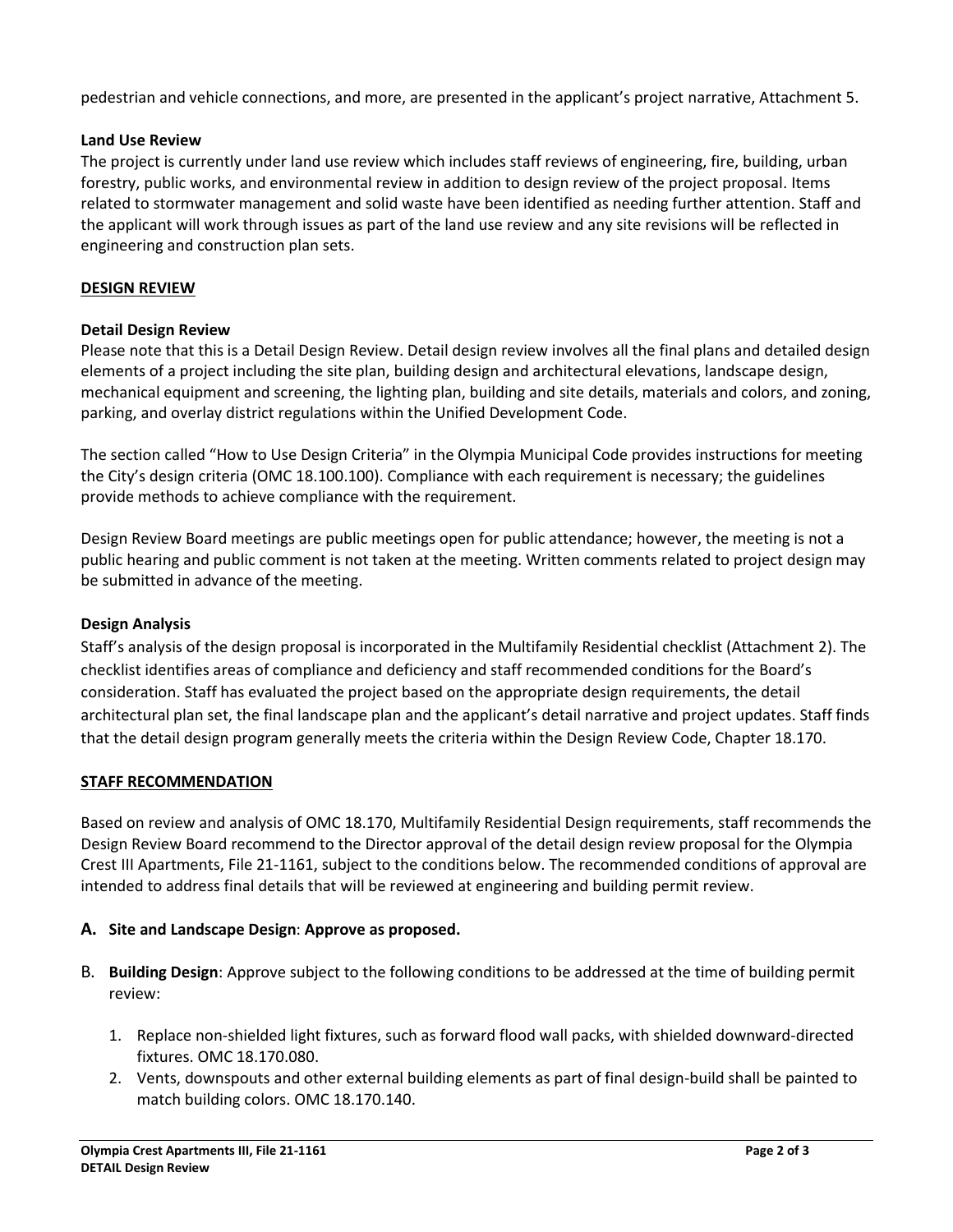pedestrian and vehicle connections, and more, are presented in the applicant's project narrative, Attachment 5.

**Land Use Review**

The project is currently under land use review which includes staff reviews of engineering, fire, building, urban forestry, public works, and environmental review in addition to design review of the project proposal. Items related to stormwater management and solid waste have been identified as needing further attention. Staff and the applicant will work through issues as part of the land use review and any site revisions will be reflected in engineering and construction plan sets.

## DESIGN REVIEW

**Detail Design Review**

Please note that this is a Detail Design Review. Detail design review involves all the final plans and detailed design elements of a project including the site plan, building design and architectural elevations, landscape design, mechanical equipment and screening, the lighting plan, building and site details, materials and colors, and zoning, parking, and overlay district regulations within the Unified Development Code.

The section called "How to Use Design Criteria" in the Olympia Municipal Code provides instructions for meeting the City's design criteria (OMC 18.100.100). Compliance with each requirement is necessary; the guidelines provide methods to achieve compliance with the requirement.

Design Review Board meetings are public meetings open for public attendance; however, the meeting is not a public hearing and public comment is not taken at the meeting. Written comments related to project design may be submitted in advance of the meeting.

**Design Analysis**

Staff's analysis of the design proposal is incorporated in the Multifamily Residential checklist (Attachment 2). The checklist identifies areas of compliance and deficiency and staff recommended conditions for the Board's consideration. Staff has evaluated the project based on the appropriate design requirements, the detail architectural plan set, the final landscape plan and the applicant's detail narrative and project updates. Staff finds that the detail design program generally meets the criteria within the Design Review Code, Chapter 18.170.

## STAFF RECOMMENDATION

Based on review and analysis of OMC 18.170, Multifamily Residential Design requirements, staff recommends the Design Review Board recommend to the Director approval of the detail design review proposal for the Olympia Crest III Apartments, File 21-1161, subject to the conditions below. The recommended conditions of approval are intended to address final details that will be reviewed at engineering and building permit review.

A. **Site and Landscape Design**: **Approve as proposed.**

B. **Building Design**: Approve subject to the following conditions to be addressed at the time of building permit review:

   1. Replace non-shielded light fixtures, such as forward flood wall packs, with shielded downward-directed fixtures. OMC 18.170.080.
   2. Vents, downspouts and other external building elements as part of final design-build shall be painted to match building colors. OMC 18.170.140.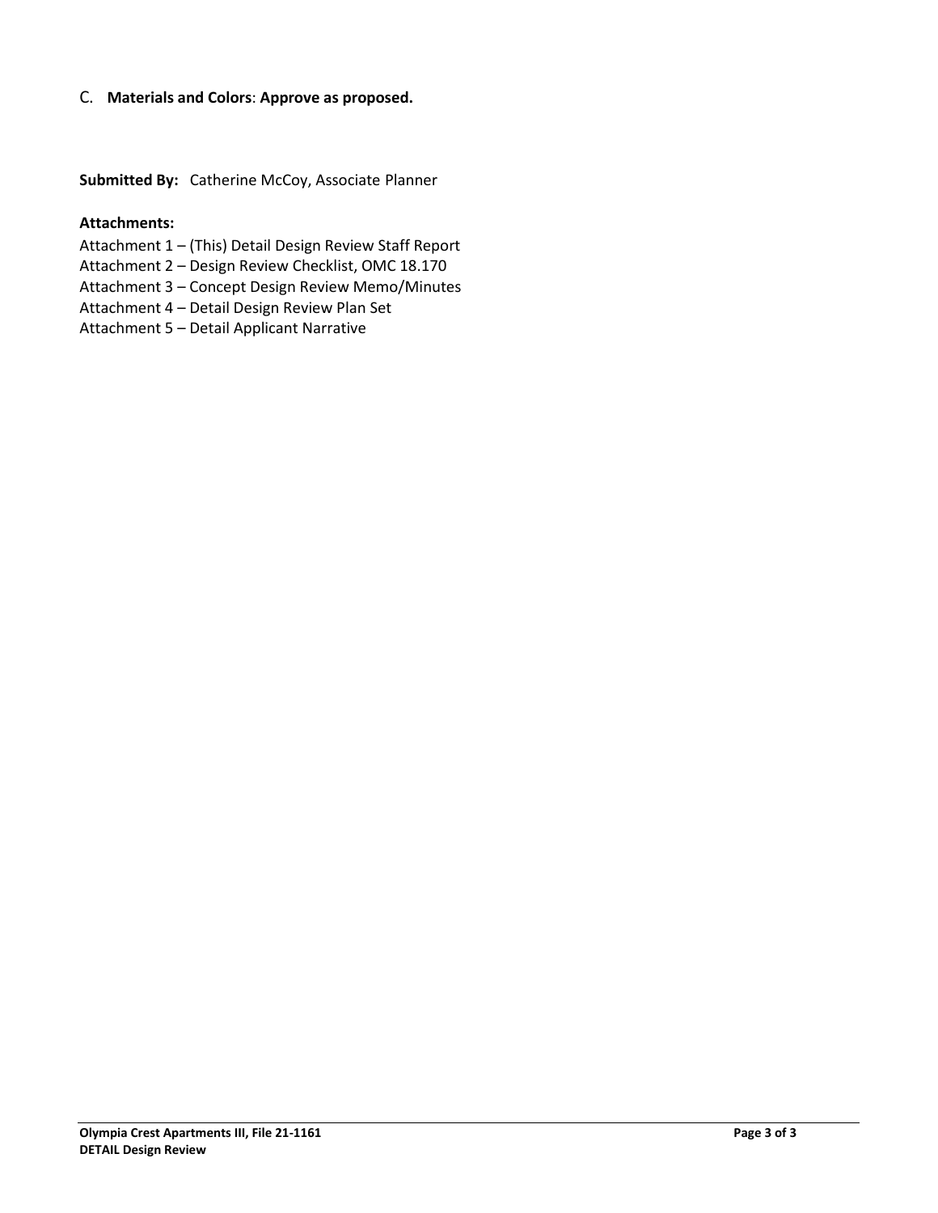C. **Materials and Colors**: **Approve as proposed.**

**Submitted By:** Catherine McCoy, Associate Planner

**Attachments:**

Attachment 1 – (This) Detail Design Review Staff Report
Attachment 2 – Design Review Checklist, OMC 18.170
Attachment 3 – Concept Design Review Memo/Minutes
Attachment 4 – Detail Design Review Plan Set
Attachment 5 – Detail Applicant Narrative